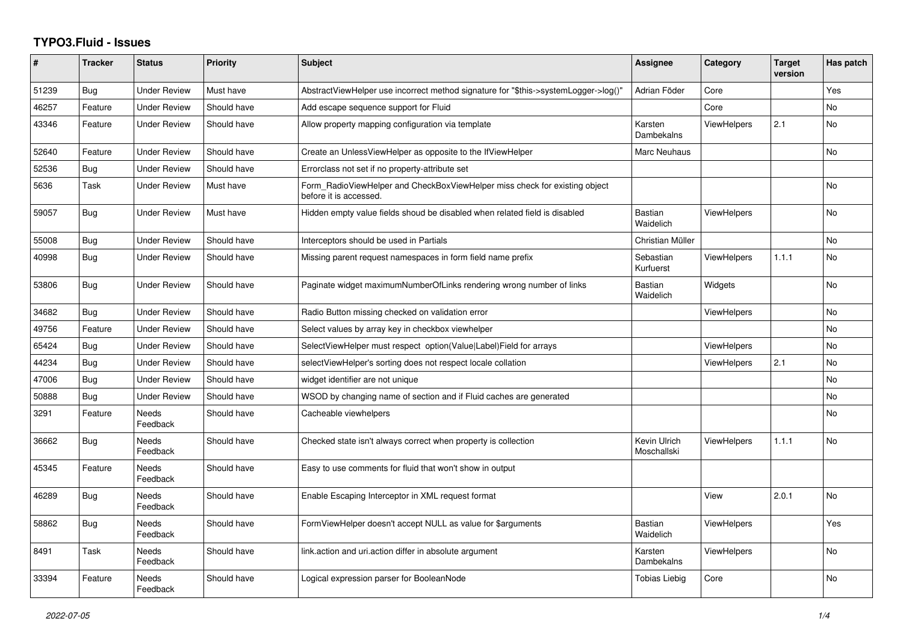# TYPO3.Fluid - Issues

| # | Tracker | Status | Priority | Subject | Assignee | Category | Target version | Has patch |
|---|---|---|---|---|---|---|---|---|
| 51239 | Bug | Under Review | Must have | AbstractViewHelper use incorrect method signature for "$this->systemLogger->log()" | Adrian Föder | Core | | Yes |
| 46257 | Feature | Under Review | Should have | Add escape sequence support for Fluid | | Core | | No |
| 43346 | Feature | Under Review | Should have | Allow property mapping configuration via template | Karsten Dambekalns | ViewHelpers | 2.1 | No |
| 52640 | Feature | Under Review | Should have | Create an UnlessViewHelper as opposite to the IfViewHelper | Marc Neuhaus | | | No |
| 52536 | Bug | Under Review | Should have | Errorclass not set if no property-attribute set | | | | |
| 5636 | Task | Under Review | Must have | Form_RadioViewHelper and CheckBoxViewHelper miss check for existing object before it is accessed. | | | | No |
| 59057 | Bug | Under Review | Must have | Hidden empty value fields shoud be disabled when related field is disabled | Bastian Waidelich | ViewHelpers | | No |
| 55008 | Bug | Under Review | Should have | Interceptors should be used in Partials | Christian Müller | | | No |
| 40998 | Bug | Under Review | Should have | Missing parent request namespaces in form field name prefix | Sebastian Kurfuerst | ViewHelpers | 1.1.1 | No |
| 53806 | Bug | Under Review | Should have | Paginate widget maximumNumberOfLinks rendering wrong number of links | Bastian Waidelich | Widgets | | No |
| 34682 | Bug | Under Review | Should have | Radio Button missing checked on validation error | | ViewHelpers | | No |
| 49756 | Feature | Under Review | Should have | Select values by array key in checkbox viewhelper | | | | No |
| 65424 | Bug | Under Review | Should have | SelectViewHelper must respect option(Value\|Label)Field for arrays | | ViewHelpers | | No |
| 44234 | Bug | Under Review | Should have | selectViewHelper's sorting does not respect locale collation | | ViewHelpers | 2.1 | No |
| 47006 | Bug | Under Review | Should have | widget identifier are not unique | | | | No |
| 50888 | Bug | Under Review | Should have | WSOD by changing name of section and if Fluid caches are generated | | | | No |
| 3291 | Feature | Needs Feedback | Should have | Cacheable viewhelpers | | | | No |
| 36662 | Bug | Needs Feedback | Should have | Checked state isn't always correct when property is collection | Kevin Ulrich Moschallski | ViewHelpers | 1.1.1 | No |
| 45345 | Feature | Needs Feedback | Should have | Easy to use comments for fluid that won't show in output | | | | |
| 46289 | Bug | Needs Feedback | Should have | Enable Escaping Interceptor in XML request format | | View | 2.0.1 | No |
| 58862 | Bug | Needs Feedback | Should have | FormViewHelper doesn't accept NULL as value for $arguments | Bastian Waidelich | ViewHelpers | | Yes |
| 8491 | Task | Needs Feedback | Should have | link.action and uri.action differ in absolute argument | Karsten Dambekalns | ViewHelpers | | No |
| 33394 | Feature | Needs Feedback | Should have | Logical expression parser for BooleanNode | Tobias Liebig | Core | | No |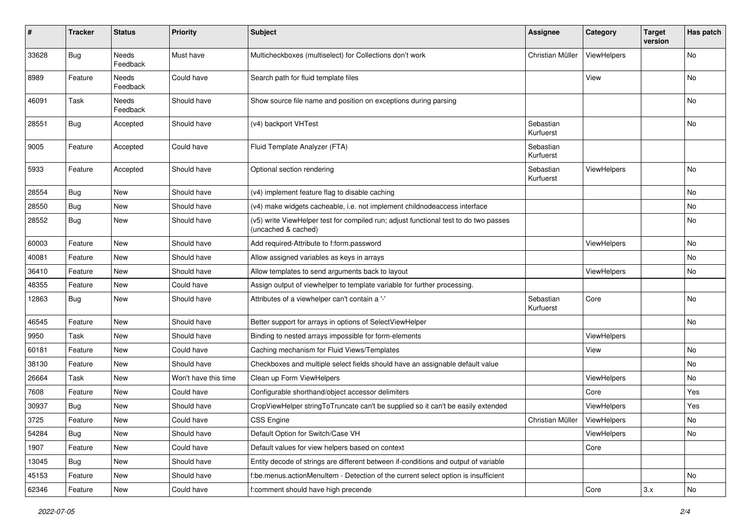| # | Tracker | Status | Priority | Subject | Assignee | Category | Target version | Has patch |
|---|---|---|---|---|---|---|---|---|
| 33628 | Bug | Needs Feedback | Must have | Multicheckboxes (multiselect) for Collections don't work | Christian Müller | ViewHelpers | | No |
| 8989 | Feature | Needs Feedback | Could have | Search path for fluid template files | | View | | No |
| 46091 | Task | Needs Feedback | Should have | Show source file name and position on exceptions during parsing | | | | No |
| 28551 | Bug | Accepted | Should have | (v4) backport VHTest | Sebastian Kurfuerst | | | No |
| 9005 | Feature | Accepted | Could have | Fluid Template Analyzer (FTA) | Sebastian Kurfuerst | | | |
| 5933 | Feature | Accepted | Should have | Optional section rendering | Sebastian Kurfuerst | ViewHelpers | | No |
| 28554 | Bug | New | Should have | (v4) implement feature flag to disable caching | | | | No |
| 28550 | Bug | New | Should have | (v4) make widgets cacheable, i.e. not implement childnodeaccess interface | | | | No |
| 28552 | Bug | New | Should have | (v5) write ViewHelper test for compiled run; adjust functional test to do two passes (uncached & cached) | | | | No |
| 60003 | Feature | New | Should have | Add required-Attribute to f:form.password | | ViewHelpers | | No |
| 40081 | Feature | New | Should have | Allow assigned variables as keys in arrays | | | | No |
| 36410 | Feature | New | Should have | Allow templates to send arguments back to layout | | ViewHelpers | | No |
| 48355 | Feature | New | Could have | Assign output of viewhelper to template variable for further processing. | | | | |
| 12863 | Bug | New | Should have | Attributes of a viewhelper can't contain a '-' | Sebastian Kurfuerst | Core | | No |
| 46545 | Feature | New | Should have | Better support for arrays in options of SelectViewHelper | | | | No |
| 9950 | Task | New | Should have | Binding to nested arrays impossible for form-elements | | ViewHelpers | | |
| 60181 | Feature | New | Could have | Caching mechanism for Fluid Views/Templates | | View | | No |
| 38130 | Feature | New | Should have | Checkboxes and multiple select fields should have an assignable default value | | | | No |
| 26664 | Task | New | Won't have this time | Clean up Form ViewHelpers | | ViewHelpers | | No |
| 7608 | Feature | New | Could have | Configurable shorthand/object accessor delimiters | | Core | | Yes |
| 30937 | Bug | New | Should have | CropViewHelper stringToTruncate can't be supplied so it can't be easily extended | | ViewHelpers | | Yes |
| 3725 | Feature | New | Could have | CSS Engine | Christian Müller | ViewHelpers | | No |
| 54284 | Bug | New | Should have | Default Option for Switch/Case VH | | ViewHelpers | | No |
| 1907 | Feature | New | Could have | Default values for view helpers based on context | | Core | | |
| 13045 | Bug | New | Should have | Entity decode of strings are different between if-conditions and output of variable | | | | |
| 45153 | Feature | New | Should have | f:be.menus.actionMenuItem - Detection of the current select option is insufficient | | | | No |
| 62346 | Feature | New | Could have | f:comment should have high precende | | Core | 3.x | No |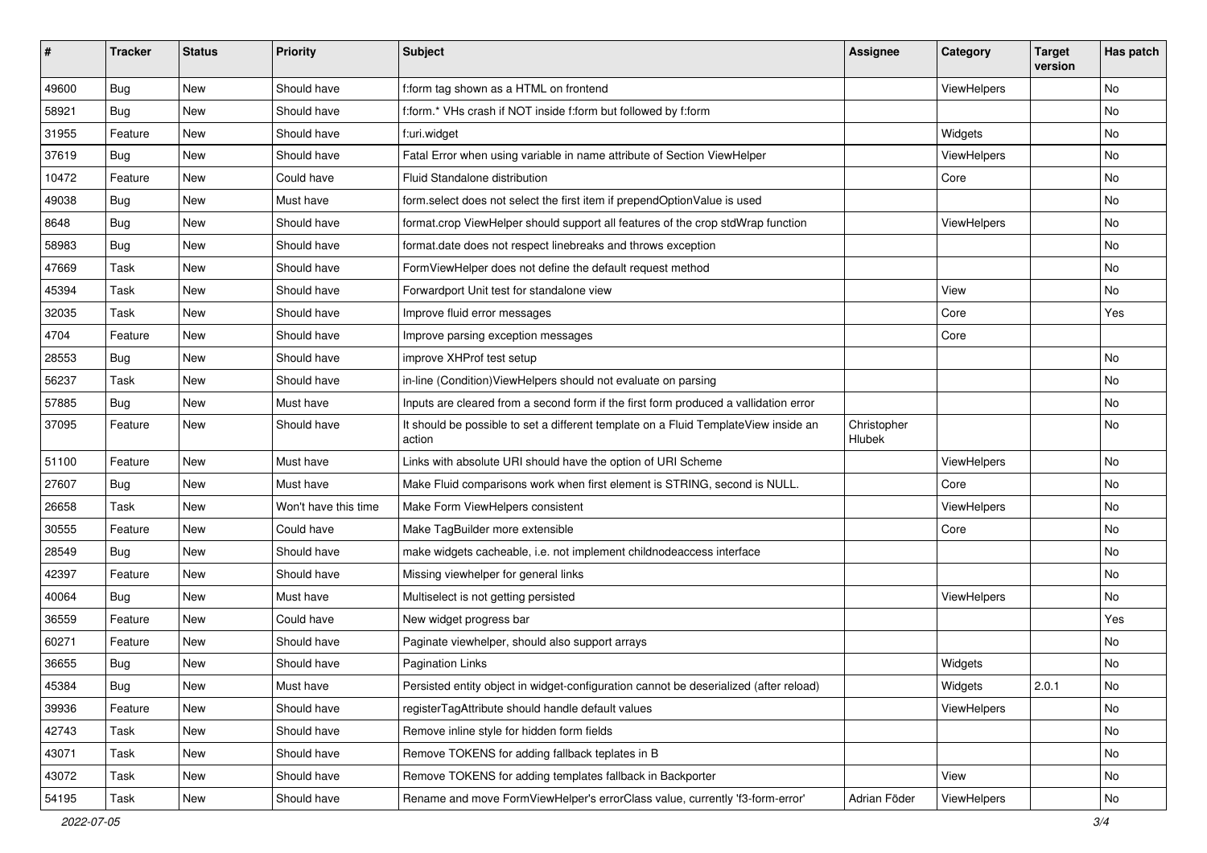| # | Tracker | Status | Priority | Subject | Assignee | Category | Target version | Has patch |
|---|---|---|---|---|---|---|---|---|
| 49600 | Bug | New | Should have | f:form tag shown as a HTML on frontend | | ViewHelpers | | No |
| 58921 | Bug | New | Should have | f:form.* VHs crash if NOT inside f:form but followed by f:form | | | | No |
| 31955 | Feature | New | Should have | f:uri.widget | | Widgets | | No |
| 37619 | Bug | New | Should have | Fatal Error when using variable in name attribute of Section ViewHelper | | ViewHelpers | | No |
| 10472 | Feature | New | Could have | Fluid Standalone distribution | | Core | | No |
| 49038 | Bug | New | Must have | form.select does not select the first item if prependOptionValue is used | | | | No |
| 8648 | Bug | New | Should have | format.crop ViewHelper should support all features of the crop stdWrap function | | ViewHelpers | | No |
| 58983 | Bug | New | Should have | format.date does not respect linebreaks and throws exception | | | | No |
| 47669 | Task | New | Should have | FormViewHelper does not define the default request method | | | | No |
| 45394 | Task | New | Should have | Forwardport Unit test for standalone view | | View | | No |
| 32035 | Task | New | Should have | Improve fluid error messages | | Core | | Yes |
| 4704 | Feature | New | Should have | Improve parsing exception messages | | Core | | |
| 28553 | Bug | New | Should have | improve XHProf test setup | | | | No |
| 56237 | Task | New | Should have | in-line (Condition)ViewHelpers should not evaluate on parsing | | | | No |
| 57885 | Bug | New | Must have | Inputs are cleared from a second form if the first form produced a vallidation error | | | | No |
| 37095 | Feature | New | Should have | It should be possible to set a different template on a Fluid TemplateView inside an action | Christopher Hlubek | | | No |
| 51100 | Feature | New | Must have | Links with absolute URI should have the option of URI Scheme | | ViewHelpers | | No |
| 27607 | Bug | New | Must have | Make Fluid comparisons work when first element is STRING, second is NULL. | | Core | | No |
| 26658 | Task | New | Won't have this time | Make Form ViewHelpers consistent | | ViewHelpers | | No |
| 30555 | Feature | New | Could have | Make TagBuilder more extensible | | Core | | No |
| 28549 | Bug | New | Should have | make widgets cacheable, i.e. not implement childnodeaccess interface | | | | No |
| 42397 | Feature | New | Should have | Missing viewhelper for general links | | | | No |
| 40064 | Bug | New | Must have | Multiselect is not getting persisted | | ViewHelpers | | No |
| 36559 | Feature | New | Could have | New widget progress bar | | | | Yes |
| 60271 | Feature | New | Should have | Paginate viewhelper, should also support arrays | | | | No |
| 36655 | Bug | New | Should have | Pagination Links | | Widgets | | No |
| 45384 | Bug | New | Must have | Persisted entity object in widget-configuration cannot be deserialized (after reload) | | Widgets | 2.0.1 | No |
| 39936 | Feature | New | Should have | registerTagAttribute should handle default values | | ViewHelpers | | No |
| 42743 | Task | New | Should have | Remove inline style for hidden form fields | | | | No |
| 43071 | Task | New | Should have | Remove TOKENS for adding fallback teplates in B | | | | No |
| 43072 | Task | New | Should have | Remove TOKENS for adding templates fallback in Backporter | | View | | No |
| 54195 | Task | New | Should have | Rename and move FormViewHelper's errorClass value, currently 'f3-form-error' | Adrian Föder | ViewHelpers | | No |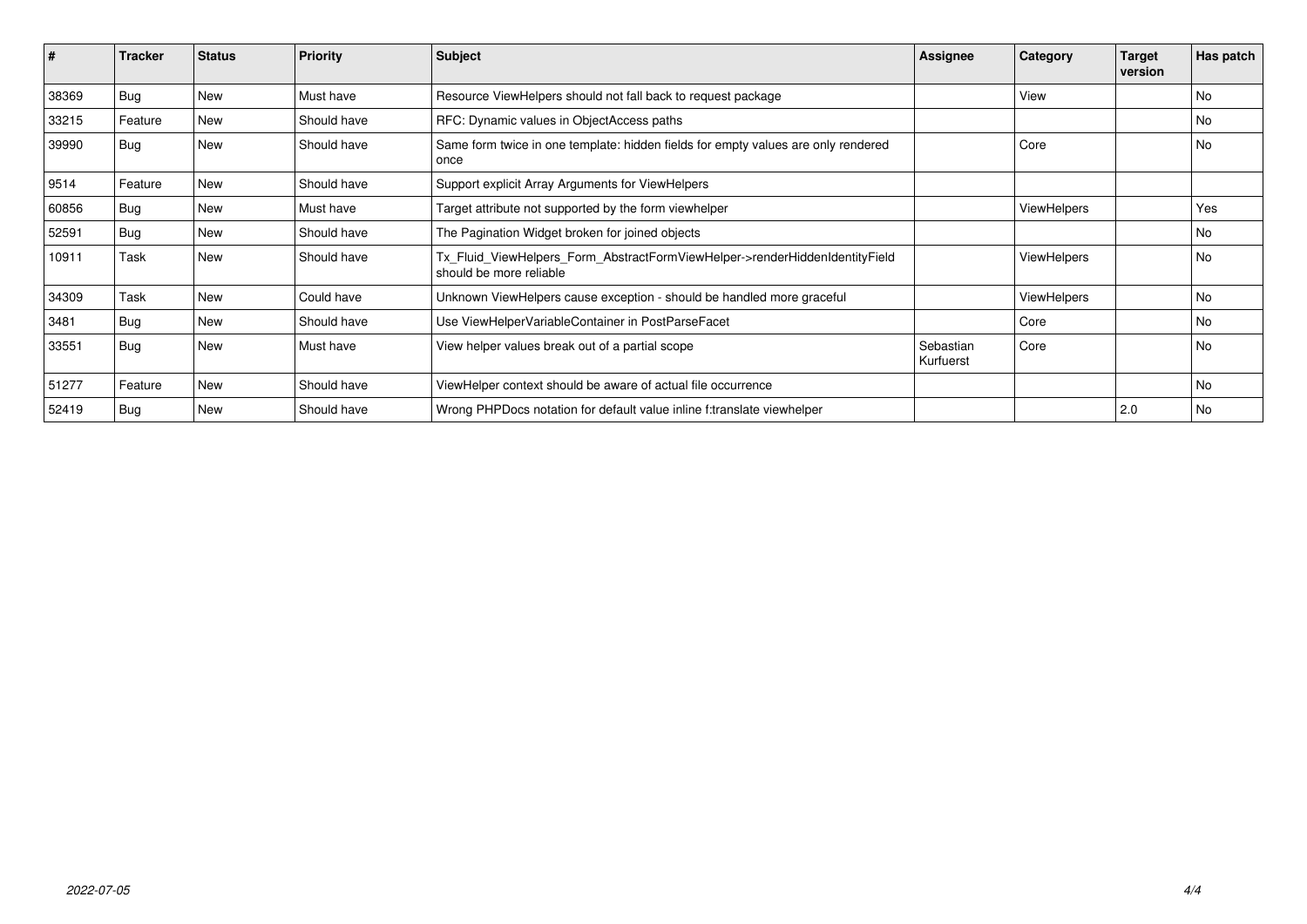| # | Tracker | Status | Priority | Subject | Assignee | Category | Target version | Has patch |
|---|---|---|---|---|---|---|---|---|
| 38369 | Bug | New | Must have | Resource ViewHelpers should not fall back to request package | | View | | No |
| 33215 | Feature | New | Should have | RFC: Dynamic values in ObjectAccess paths | | | | No |
| 39990 | Bug | New | Should have | Same form twice in one template: hidden fields for empty values are only rendered once | | Core | | No |
| 9514 | Feature | New | Should have | Support explicit Array Arguments for ViewHelpers | | | | |
| 60856 | Bug | New | Must have | Target attribute not supported by the form viewhelper | | ViewHelpers | | Yes |
| 52591 | Bug | New | Should have | The Pagination Widget broken for joined objects | | | | No |
| 10911 | Task | New | Should have | Tx_Fluid_ViewHelpers_Form_AbstractFormViewHelper->renderHiddenIdentityField should be more reliable | | ViewHelpers | | No |
| 34309 | Task | New | Could have | Unknown ViewHelpers cause exception - should be handled more graceful | | ViewHelpers | | No |
| 3481 | Bug | New | Should have | Use ViewHelperVariableContainer in PostParseFacet | | Core | | No |
| 33551 | Bug | New | Must have | View helper values break out of a partial scope | Sebastian Kurfuerst | Core | | No |
| 51277 | Feature | New | Should have | ViewHelper context should be aware of actual file occurrence | | | | No |
| 52419 | Bug | New | Should have | Wrong PHPDocs notation for default value inline f:translate viewhelper | | | 2.0 | No |

*2022-07-05*